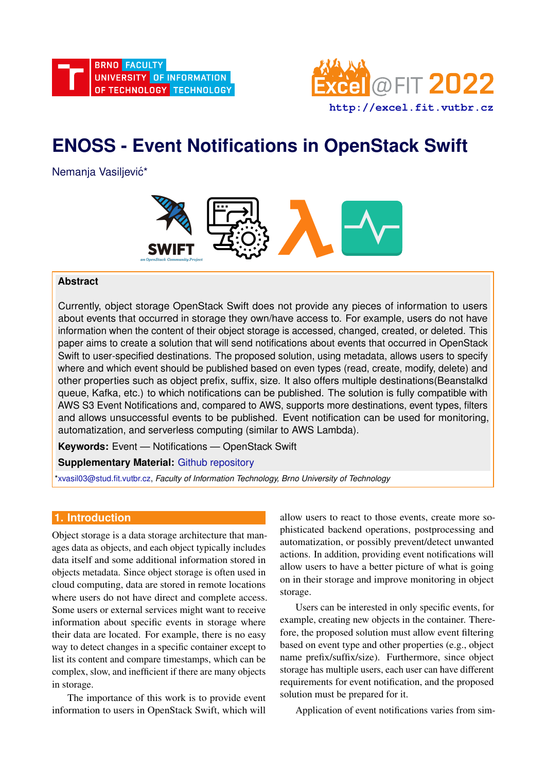# ENOSS - Event Notifications in OpenStack Swift

Nemanja Vasiljević*

## Abstract

Currently, object storage OpenStack Swift does not provide any pieces of information to users about events that occurred in storage they own/have access to. For example, users do not have information when the content of their object storage is accessed, changed, created, or deleted. This paper aims to create a solution that will send notifications about events that occurred in OpenStack Swift to user-specified destinations. The proposed solution, using metadata, allows users to specify where and which event should be published based on even types (read, create, modify, delete) and other properties such as object prefix, suffix, size. It also offers multiple destinations(Beanstalkd queue, Kafka, etc.) to which notifications can be published. The solution is fully compatible with AWS S3 Event Notifications and, compared to AWS, supports more destinations, event types, filters and allows unsuccessful events to be published. Event notification can be used for monitoring, automatization, and serverless computing (similar to AWS Lambda).

**Keywords:** Event — Notifications — OpenStack Swift

**Supplementary Material:** Github repository

*xvasil03@stud.fit.vutbr.cz, *Faculty of Information Technology, Brno University of Technology*

## 1. Introduction

Object storage is a data storage architecture that manages data as objects, and each object typically includes data itself and some additional information stored in objects metadata. Since object storage is often used in cloud computing, data are stored in remote locations where users do not have direct and complete access. Some users or external services might want to receive information about specific events in storage where their data are located. For example, there is no easy way to detect changes in a specific container except to list its content and compare timestamps, which can be complex, slow, and inefficient if there are many objects in storage.

The importance of this work is to provide event information to users in OpenStack Swift, which will allow users to react to those events, create more sophisticated backend operations, postprocessing and automatization, or possibly prevent/detect unwanted actions. In addition, providing event notifications will allow users to have a better picture of what is going on in their storage and improve monitoring in object storage.

Users can be interested in only specific events, for example, creating new objects in the container. Therefore, the proposed solution must allow event filtering based on event type and other properties (e.g., object name prefix/suffix/size). Furthermore, since object storage has multiple users, each user can have different requirements for event notification, and the proposed solution must be prepared for it.

Application of event notifications varies from sim-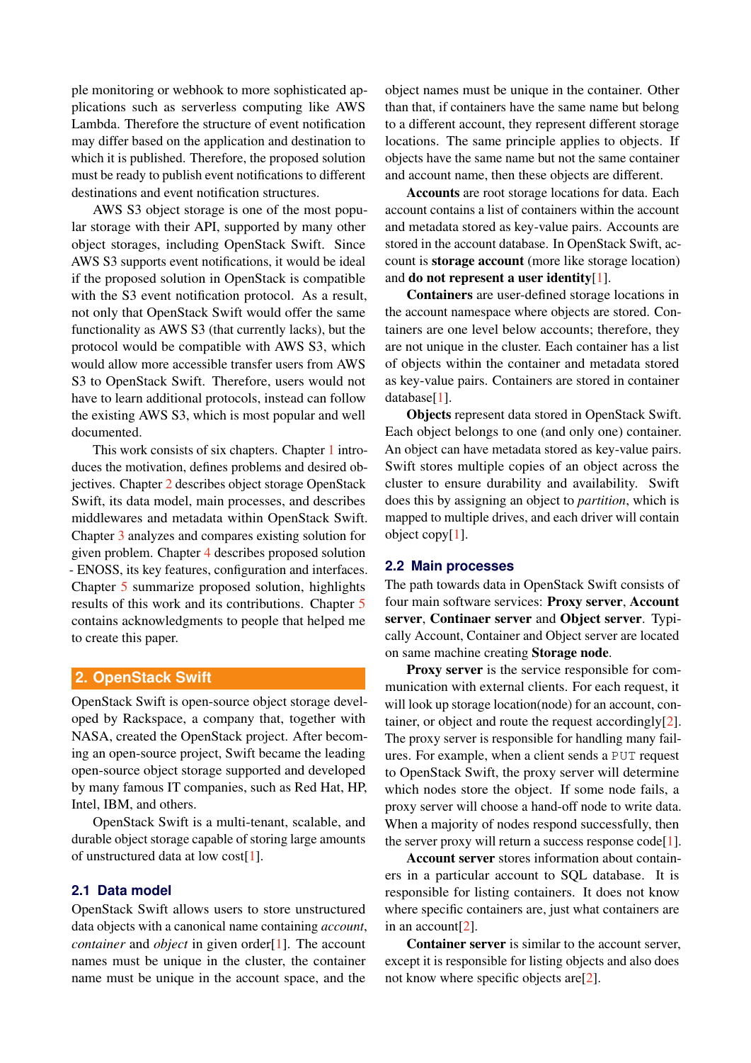ple monitoring or webhook to more sophisticated applications such as serverless computing like AWS Lambda. Therefore the structure of event notification may differ based on the application and destination to which it is published. Therefore, the proposed solution must be ready to publish event notifications to different destinations and event notification structures.

AWS S3 object storage is one of the most popular storage with their API, supported by many other object storages, including OpenStack Swift. Since AWS S3 supports event notifications, it would be ideal if the proposed solution in OpenStack is compatible with the S3 event notification protocol. As a result, not only that OpenStack Swift would offer the same functionality as AWS S3 (that currently lacks), but the protocol would be compatible with AWS S3, which would allow more accessible transfer users from AWS S3 to OpenStack Swift. Therefore, users would not have to learn additional protocols, instead can follow the existing AWS S3, which is most popular and well documented.

This work consists of six chapters. Chapter 1 introduces the motivation, defines problems and desired objectives. Chapter 2 describes object storage OpenStack Swift, its data model, main processes, and describes middlewares and metadata within OpenStack Swift. Chapter 3 analyzes and compares existing solution for given problem. Chapter 4 describes proposed solution - ENOSS, its key features, configuration and interfaces. Chapter 5 summarize proposed solution, highlights results of this work and its contributions. Chapter 5 contains acknowledgments to people that helped me to create this paper.

## 2. OpenStack Swift

OpenStack Swift is open-source object storage developed by Rackspace, a company that, together with NASA, created the OpenStack project. After becoming an open-source project, Swift became the leading open-source object storage supported and developed by many famous IT companies, such as Red Hat, HP, Intel, IBM, and others.

OpenStack Swift is a multi-tenant, scalable, and durable object storage capable of storing large amounts of unstructured data at low cost[1].

### 2.1 Data model

OpenStack Swift allows users to store unstructured data objects with a canonical name containing *account*, *container* and *object* in given order[1]. The account names must be unique in the cluster, the container name must be unique in the account space, and the object names must be unique in the container. Other than that, if containers have the same name but belong to a different account, they represent different storage locations. The same principle applies to objects. If objects have the same name but not the same container and account name, then these objects are different.

**Accounts** are root storage locations for data. Each account contains a list of containers within the account and metadata stored as key-value pairs. Accounts are stored in the account database. In OpenStack Swift, account is **storage account** (more like storage location) and **do not represent a user identity**[1].

**Containers** are user-defined storage locations in the account namespace where objects are stored. Containers are one level below accounts; therefore, they are not unique in the cluster. Each container has a list of objects within the container and metadata stored as key-value pairs. Containers are stored in container database[1].

**Objects** represent data stored in OpenStack Swift. Each object belongs to one (and only one) container. An object can have metadata stored as key-value pairs. Swift stores multiple copies of an object across the cluster to ensure durability and availability. Swift does this by assigning an object to *partition*, which is mapped to multiple drives, and each driver will contain object copy[1].

### 2.2 Main processes

The path towards data in OpenStack Swift consists of four main software services: **Proxy server**, **Account server**, **Continaer server** and **Object server**. Typically Account, Container and Object server are located on same machine creating **Storage node**.

**Proxy server** is the service responsible for communication with external clients. For each request, it will look up storage location(node) for an account, container, or object and route the request accordingly[2]. The proxy server is responsible for handling many failures. For example, when a client sends a `PUT` request to OpenStack Swift, the proxy server will determine which nodes store the object. If some node fails, a proxy server will choose a hand-off node to write data. When a majority of nodes respond successfully, then the server proxy will return a success response code[1].

**Account server** stores information about containers in a particular account to SQL database. It is responsible for listing containers. It does not know where specific containers are, just what containers are in an account[2].

**Container server** is similar to the account server, except it is responsible for listing objects and also does not know where specific objects are[2].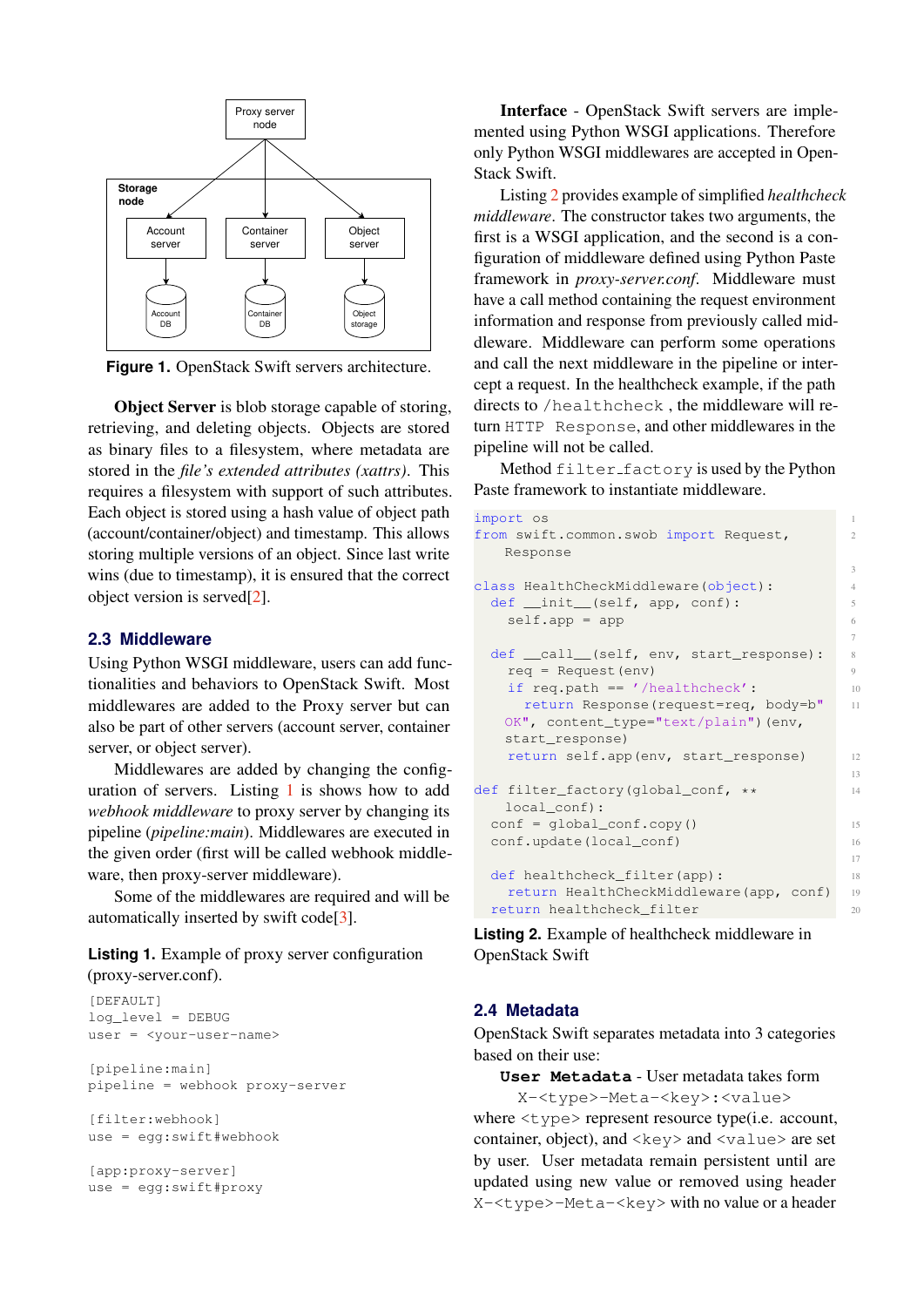Figure 1. OpenStack Swift servers architecture.

**Object Server** is blob storage capable of storing, retrieving, and deleting objects. Objects are stored as binary files to a filesystem, where metadata are stored in the *file's extended attributes (xattrs)*. This requires a filesystem with support of such attributes. Each object is stored using a hash value of object path (account/container/object) and timestamp. This allows storing multiple versions of an object. Since last write wins (due to timestamp), it is ensured that the correct object version is served[2].

## 2.3 Middleware

Using Python WSGI middleware, users can add functionalities and behaviors to OpenStack Swift. Most middlewares are added to the Proxy server but can also be part of other servers (account server, container server, or object server).

Middlewares are added by changing the configuration of servers. Listing 1 is shows how to add *webhook middleware* to proxy server by changing its pipeline (*pipeline:main*). Middlewares are executed in the given order (first will be called webhook middleware, then proxy-server middleware).

Some of the middlewares are required and will be automatically inserted by swift code[3].

**Listing 1.** Example of proxy server configuration (proxy-server.conf).

```
[DEFAULT]
log_level = DEBUG
user = <your-user-name>

[pipeline:main]
pipeline = webhook proxy-server

[filter:webhook]
use = egg:swift#webhook

[app:proxy-server]
use = egg:swift#proxy
```

**Interface** - OpenStack Swift servers are implemented using Python WSGI applications. Therefore only Python WSGI middlewares are accepted in OpenStack Swift.

Listing 2 provides example of simplified *healthcheck middleware*. The constructor takes two arguments, the first is a WSGI application, and the second is a configuration of middleware defined using Python Paste framework in *proxy-server.conf*. Middleware must have a call method containing the request environment information and response from previously called middleware. Middleware can perform some operations and call the next middleware in the pipeline or intercept a request. In the healthcheck example, if the path directs to `/healthcheck`, the middleware will return `HTTP Response`, and other middlewares in the pipeline will not be called.

Method `filter_factory` is used by the Python Paste framework to instantiate middleware.

```
import os
from swift.common.swob import Request,
    Response

class HealthCheckMiddleware(object):
  def __init__(self, app, conf):
    self.app = app

  def __call__(self, env, start_response):
    req = Request(env)
    if req.path == '/healthcheck':
      return Response(request=req, body=b"
    OK", content_type="text/plain")(env,
    start_response)
    return self.app(env, start_response)

def filter_factory(global_conf, **
    local_conf):
  conf = global_conf.copy()
  conf.update(local_conf)

  def healthcheck_filter(app):
    return HealthCheckMiddleware(app, conf)
  return healthcheck_filter
```

**Listing 2.** Example of healthcheck middleware in OpenStack Swift

## 2.4 Metadata

OpenStack Swift separates metadata into 3 categories based on their use:

**`User Metadata`** - User metadata takes form

`X-<type>-Meta-<key>:<value>`

where `<type>` represent resource type(i.e. account, container, object), and `<key>` and `<value>` are set by user. User metadata remain persistent until are updated using new value or removed using header `X-<type>-Meta-<key>` with no value or a header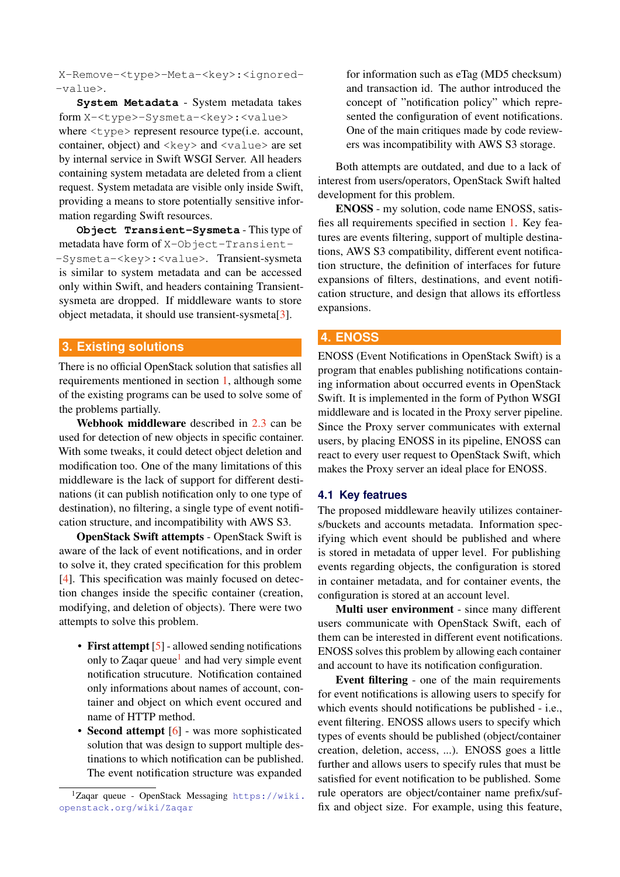X-Remove-<type>-Meta-<key>:<ignored-value>.

**System Metadata** - System metadata takes form X-<type>-Sysmeta-<key>:<value> where <type> represent resource type(i.e. account, container, object) and <key> and <value> are set by internal service in Swift WSGI Server. All headers containing system metadata are deleted from a client request. System metadata are visible only inside Swift, providing a means to store potentially sensitive information regarding Swift resources.

**Object Transient-Sysmeta** - This type of metadata have form of X-Object-Transient-Sysmeta-<key>:<value>. Transient-sysmeta is similar to system metadata and can be accessed only within Swift, and headers containing Transient-sysmeta are dropped. If middleware wants to store object metadata, it should use transient-sysmeta[3].

## 3. Existing solutions

There is no official OpenStack solution that satisfies all requirements mentioned in section 1, although some of the existing programs can be used to solve some of the problems partially.

**Webhook middleware** described in 2.3 can be used for detection of new objects in specific container. With some tweaks, it could detect object deletion and modification too. One of the many limitations of this middleware is the lack of support for different destinations (it can publish notification only to one type of destination), no filtering, a single type of event notification structure, and incompatibility with AWS S3.

**OpenStack Swift attempts** - OpenStack Swift is aware of the lack of event notifications, and in order to solve it, they crated specification for this problem [4]. This specification was mainly focused on detection changes inside the specific container (creation, modifying, and deletion of objects). There were two attempts to solve this problem.

- **First attempt** [5] - allowed sending notifications only to Zaqar queue[1] and had very simple event notification strucuture. Notification contained only informations about names of account, container and object on which event occured and name of HTTP method.
- **Second attempt** [6] - was more sophisticated solution that was design to support multiple destinations to which notification can be published. The event notification structure was expanded for information such as eTag (MD5 checksum) and transaction id. The author introduced the concept of "notification policy" which represented the configuration of event notifications. One of the main critiques made by code reviewers was incompatibility with AWS S3 storage.

Both attempts are outdated, and due to a lack of interest from users/operators, OpenStack Swift halted development for this problem.

**ENOSS** - my solution, code name ENOSS, satisfies all requirements specified in section 1. Key features are events filtering, support of multiple destinations, AWS S3 compatibility, different event notification structure, the definition of interfaces for future expansions of filters, destinations, and event notification structure, and design that allows its effortless expansions.

[1]Zaqar queue - OpenStack Messaging https://wiki.openstack.org/wiki/Zaqar

## 4. ENOSS

ENOSS (Event Notifications in OpenStack Swift) is a program that enables publishing notifications containing information about occurred events in OpenStack Swift. It is implemented in the form of Python WSGI middleware and is located in the Proxy server pipeline. Since the Proxy server communicates with external users, by placing ENOSS in its pipeline, ENOSS can react to every user request to OpenStack Swift, which makes the Proxy server an ideal place for ENOSS.

### 4.1 Key featrues

The proposed middleware heavily utilizes containers/buckets and accounts metadata. Information specifying which event should be published and where is stored in metadata of upper level. For publishing events regarding objects, the configuration is stored in container metadata, and for container events, the configuration is stored at an account level.

**Multi user environment** - since many different users communicate with OpenStack Swift, each of them can be interested in different event notifications. ENOSS solves this problem by allowing each container and account to have its notification configuration.

**Event filtering** - one of the main requirements for event notifications is allowing users to specify for which events should notifications be published - i.e., event filtering. ENOSS allows users to specify which types of events should be published (object/container creation, deletion, access, ...). ENOSS goes a little further and allows users to specify rules that must be satisfied for event notification to be published. Some rule operators are object/container name prefix/suffix and object size. For example, using this feature,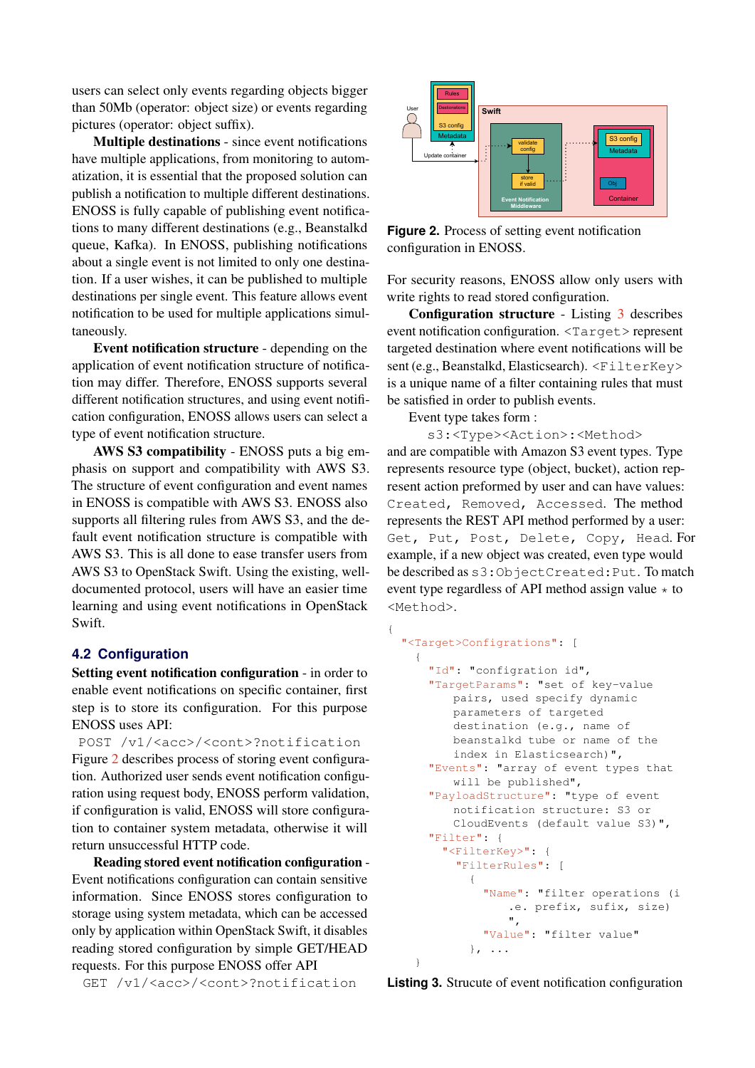users can select only events regarding objects bigger than 50Mb (operator: object size) or events regarding pictures (operator: object suffix).

**Multiple destinations** - since event notifications have multiple applications, from monitoring to automatization, it is essential that the proposed solution can publish a notification to multiple different destinations. ENOSS is fully capable of publishing event notifications to many different destinations (e.g., Beanstalkd queue, Kafka). In ENOSS, publishing notifications about a single event is not limited to only one destination. If a user wishes, it can be published to multiple destinations per single event. This feature allows event notification to be used for multiple applications simultaneously.

**Event notification structure** - depending on the application of event notification structure of notification may differ. Therefore, ENOSS supports several different notification structures, and using event notification configuration, ENOSS allows users can select a type of event notification structure.

**AWS S3 compatibility** - ENOSS puts a big emphasis on support and compatibility with AWS S3. The structure of event configuration and event names in ENOSS is compatible with AWS S3. ENOSS also supports all filtering rules from AWS S3, and the default event notification structure is compatible with AWS S3. This is all done to ease transfer users from AWS S3 to OpenStack Swift. Using the existing, well-documented protocol, users will have an easier time learning and using event notifications in OpenStack Swift.

## 4.2 Configuration

**Setting event notification configuration** - in order to enable event notifications on specific container, first step is to store its configuration. For this purpose ENOSS uses API:

`POST /v1/<acc>/<cont>?notification`

Figure 2 describes process of storing event configuration. Authorized user sends event notification configuration using request body, ENOSS perform validation, if configuration is valid, ENOSS will store configuration to container system metadata, otherwise it will return unsuccessful HTTP code.

**Reading stored event notification configuration** - Event notifications configuration can contain sensitive information. Since ENOSS stores configuration to storage using system metadata, which can be accessed only by application within OpenStack Swift, it disables reading stored configuration by simple GET/HEAD requests. For this purpose ENOSS offer API

`GET /v1/<acc>/<cont>?notification`

**Figure 2.** Process of setting event notification configuration in ENOSS.

For security reasons, ENOSS allow only users with write rights to read stored configuration.

**Configuration structure** - Listing 3 describes event notification configuration. `<Target>` represent targeted destination where event notifications will be sent (e.g., Beanstalkd, Elasticsearch). `<FilterKey>` is a unique name of a filter containing rules that must be satisfied in order to publish events.

Event type takes form :

`s3:<Type><Action>:<Method>`

and are compatible with Amazon S3 event types. Type represents resource type (object, bucket), action represent action preformed by user and can have values: `Created, Removed, Accessed`. The method represents the REST API method performed by a user: `Get, Put, Post, Delete, Copy, Head`. For example, if a new object was created, even type would be described as `s3:ObjectCreated:Put`. To match event type regardless of API method assign value $*$ to `<Method>`.

```
{
  "<Target>Configrations": [
    {
      "Id": "configration id",
      "TargetParams": "set of key-value
          pairs, used specify dynamic
          parameters of targeted
          destination (e.g., name of
          beanstalkd tube or name of the
          index in Elasticsearch)",
      "Events": "array of event types that
          will be published",
      "PayloadStructure": "type of event
          notification structure: S3 or
          CloudEvents (default value S3)",
      "Filter": {
        "<FilterKey>": {
          "FilterRules": [
            {
              "Name": "filter operations (i
                  .e. prefix, sufix, size)
                  ",
              "Value": "filter value"
            }, ...
    }
```

**Listing 3.** Strucute of event notification configuration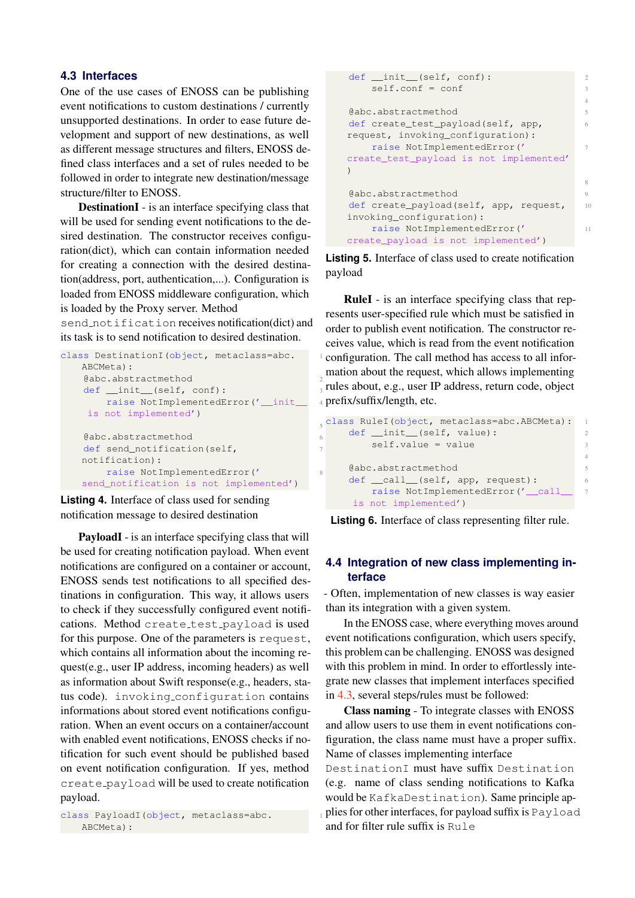## 4.3 Interfaces

One of the use cases of ENOSS can be publishing event notifications to custom destinations / currently unsupported destinations. In order to ease future development and support of new destinations, as well as different message structures and filters, ENOSS defined class interfaces and a set of rules needed to be followed in order to integrate new destination/message structure/filter to ENOSS.

**DestinationI** - is an interface specifying class that will be used for sending event notifications to the desired destination. The constructor receives configuration(dict), which can contain information needed for creating a connection with the desired destination(address, port, authentication,...). Configuration is loaded from ENOSS middleware configuration, which is loaded by the Proxy server. Method `send_notification` receives notification(dict) and its task is to send notification to desired destination.

```
class DestinationI(object, metaclass=abc.ABCMeta):
    @abc.abstractmethod
    def __init__(self, conf):
        raise NotImplementedError('__init__ is not implemented')

    @abc.abstractmethod
    def send_notification(self, notification):
        raise NotImplementedError('send_notification is not implemented')
```

**Listing 4.** Interface of class used for sending notification message to desired destination

**PayloadI** - is an interface specifying class that will be used for creating notification payload. When event notifications are configured on a container or account, ENOSS sends test notifications to all specified destinations in configuration. This way, it allows users to check if they successfully configured event notifications. Method `create_test_payload` is used for this purpose. One of the parameters is `request`, which contains all information about the incoming request(e.g., user IP address, incoming headers) as well as information about Swift response(e.g., headers, status code). `invoking_configuration` contains informations about stored event notifications configuration. When an event occurs on a container/account with enabled event notifications, ENOSS checks if notification for such event should be published based on event notification configuration. If yes, method `create_payload` will be used to create notification payload.

```
class PayloadI(object, metaclass=abc.ABCMeta):
    def __init__(self, conf):
        self.conf = conf

    @abc.abstractmethod
    def create_test_payload(self, app, request, invoking_configuration):
        raise NotImplementedError('create_test_payload is not implemented')

    @abc.abstractmethod
    def create_payload(self, app, request, invoking_configuration):
        raise NotImplementedError('create_payload is not implemented')
```

**Listing 5.** Interface of class used to create notification payload

**RuleI** - is an interface specifying class that represents user-specified rule which must be satisfied in order to publish event notification. The constructor receives value, which is read from the event notification configuration. The call method has access to all information about the request, which allows implementing rules about, e.g., user IP address, return code, object prefix/suffix/length, etc.

```
class RuleI(object, metaclass=abc.ABCMeta):
    def __init__(self, value):
        self.value = value

    @abc.abstractmethod
    def __call__(self, app, request):
        raise NotImplementedError('__call__ is not implemented')
```

**Listing 6.** Interface of class representing filter rule.

## 4.4 Integration of new class implementing interface

- Often, implementation of new classes is way easier than its integration with a given system.

In the ENOSS case, where everything moves around event notifications configuration, which users specify, this problem can be challenging. ENOSS was designed with this problem in mind. In order to effortlessly integrate new classes that implement interfaces specified in 4.3, several steps/rules must be followed:

**Class naming** - To integrate classes with ENOSS and allow users to use them in event notifications configuration, the class name must have a proper suffix. Name of classes implementing interface `DestinationI` must have suffix `Destination` (e.g. name of class sending notifications to Kafka would be `KafkaDestination`). Same principle applies for other interfaces, for payload suffix is `Payload` and for filter rule suffix is `Rule`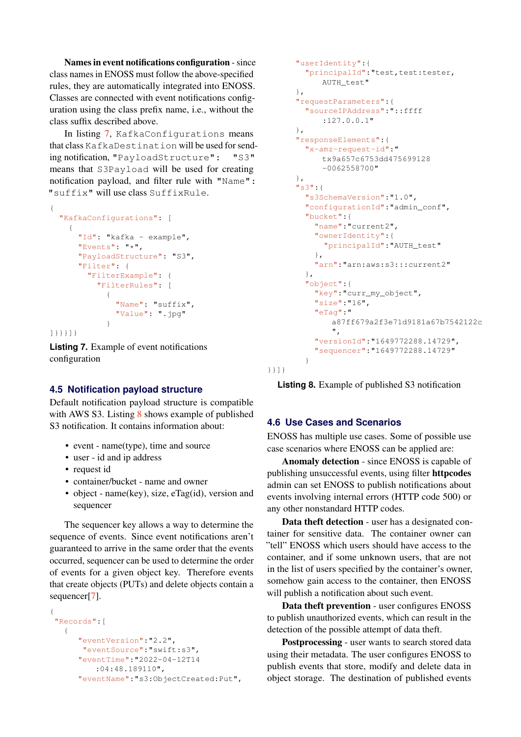**Names in event notifications configuration** - since class names in ENOSS must follow the above-specified rules, they are automatically integrated into ENOSS. Classes are connected with event notifications configuration using the class prefix name, i.e., without the class suffix described above.

In listing 7, `KafkaConfigurations` means that class `KafkaDestination` will be used for sending notification, `"PayloadStructure": "S3"` means that `S3Payload` will be used for creating notification payload, and filter rule with `"Name": "suffix"` will use class `SuffixRule`.

```
{
  "KafkaConfigurations": [
    {
      "Id": "kafka - example",
      "Events": "*",
      "PayloadStructure": "S3",
      "Filter": {
        "FilterExample": {
          "FilterRules": [
            {
              "Name": "suffix",
              "Value": ".jpg"
            }
]}}}]}
```

**Listing 7.** Example of event notifications configuration

## 4.5 Notification payload structure

Default notification payload structure is compatible with AWS S3. Listing 8 shows example of published S3 notification. It contains information about:

- event - name(type), time and source
- user - id and ip address
- request id
- container/bucket - name and owner
- object - name(key), size, eTag(id), version and sequencer

The sequencer key allows a way to determine the sequence of events. Since event notifications aren't guaranteed to arrive in the same order that the events occurred, sequencer can be used to determine the order of events for a given object key. Therefore events that create objects (PUTs) and delete objects contain a sequencer[7].

```
{
 "Records":[
   {
     "eventVersion":"2.2",
      "eventSource":"swift:s3",
     "eventTime":"2022-04-12T14
         :04:48.189110",
     "eventName":"s3:ObjectCreated:Put",
     "userIdentity":{
       "principalId":"test,test:tester,
           AUTH_test"
     },
     "requestParameters":{
       "sourceIPAddress":"::ffff
           :127.0.0.1"
     },
     "responseElements":{
       "x-amz-request-id":"
           tx9a657c6753dd475699128
           -0062558700"
     },
     "s3":{
       "s3SchemaVersion":"1.0",
       "configurationId":"admin_conf",
       "bucket":{
         "name":"current2",
         "ownerIdentity":{
           "principalId":"AUTH_test"
         },
         "arn":"arn:aws:s3:::current2"
       },
       "object":{
         "key":"curr_my_object",
         "size":"16",
         "eTag":"
             a87ff679a2f3e71d9181a67b7542122c
             ",
         "versionId":"1649772288.14729",
         "sequencer":"1649772288.14729"
       }
}}]}
```

**Listing 8.** Example of published S3 notification

## 4.6 Use Cases and Scenarios

ENOSS has multiple use cases. Some of possible use case scenarios where ENOSS can be applied are:

**Anomaly detection** - since ENOSS is capable of publishing unsuccessful events, using filter **httpcodes** admin can set ENOSS to publish notifications about events involving internal errors (HTTP code 500) or any other nonstandard HTTP codes.

**Data theft detection** - user has a designated container for sensitive data. The container owner can "tell" ENOSS which users should have access to the container, and if some unknown users, that are not in the list of users specified by the container's owner, somehow gain access to the container, then ENOSS will publish a notification about such event.

**Data theft prevention** - user configures ENOSS to publish unauthorized events, which can result in the detection of the possible attempt of data theft.

**Postprocessing** - user wants to search stored data using their metadata. The user configures ENOSS to publish events that store, modify and delete data in object storage. The destination of published events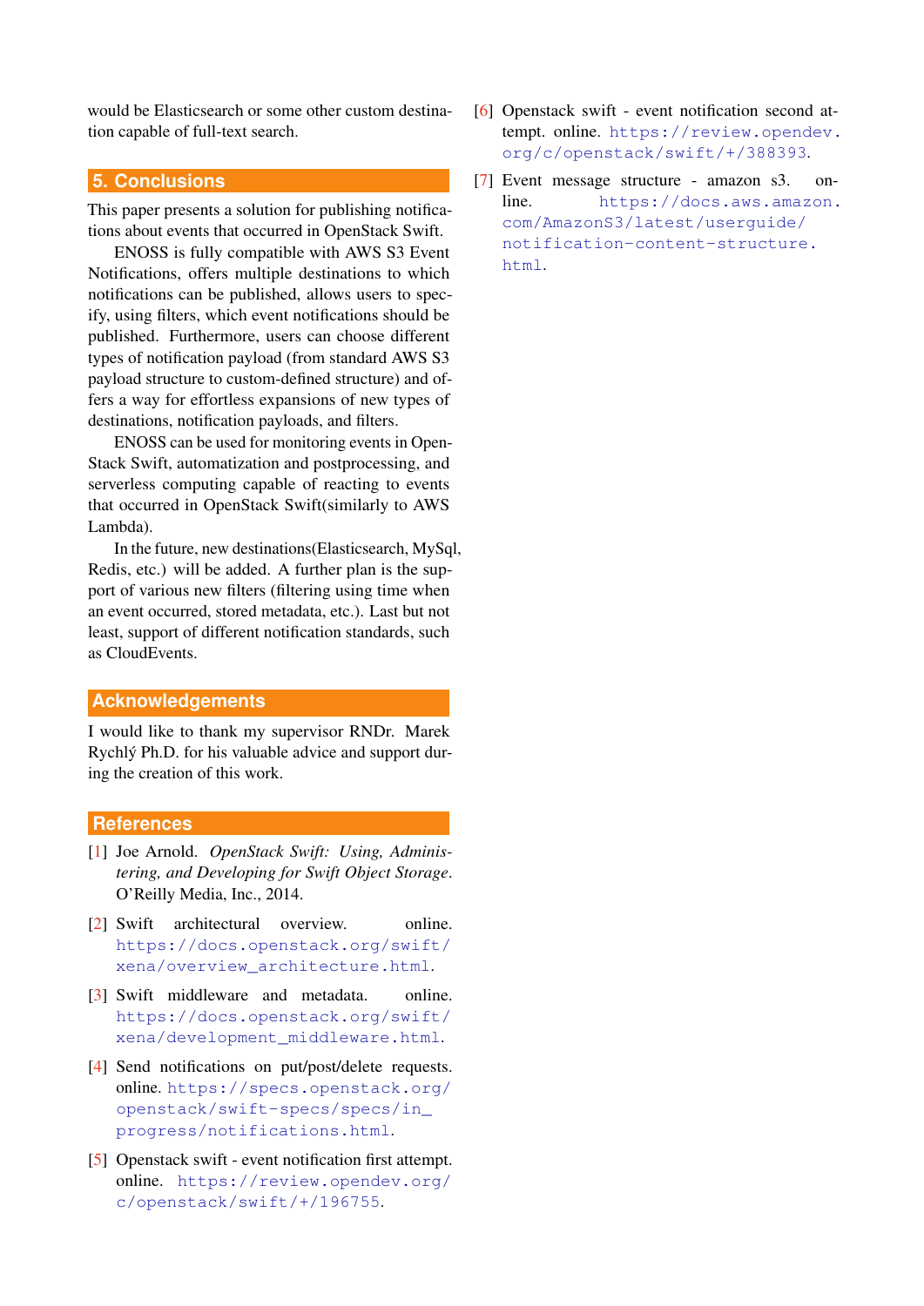would be Elasticsearch or some other custom destination capable of full-text search.

## 5. Conclusions

This paper presents a solution for publishing notifications about events that occurred in OpenStack Swift.

ENOSS is fully compatible with AWS S3 Event Notifications, offers multiple destinations to which notifications can be published, allows users to specify, using filters, which event notifications should be published. Furthermore, users can choose different types of notification payload (from standard AWS S3 payload structure to custom-defined structure) and offers a way for effortless expansions of new types of destinations, notification payloads, and filters.

ENOSS can be used for monitoring events in OpenStack Swift, automatization and postprocessing, and serverless computing capable of reacting to events that occurred in OpenStack Swift(similarly to AWS Lambda).

In the future, new destinations(Elasticsearch, MySql, Redis, etc.) will be added. A further plan is the support of various new filters (filtering using time when an event occurred, stored metadata, etc.). Last but not least, support of different notification standards, such as CloudEvents.

## Acknowledgements

I would like to thank my supervisor RNDr. Marek Rychlý Ph.D. for his valuable advice and support during the creation of this work.

## References

[1] Joe Arnold. *OpenStack Swift: Using, Administering, and Developing for Swift Object Storage*. O'Reilly Media, Inc., 2014.

[2] Swift architectural overview. online. https://docs.openstack.org/swift/xena/overview_architecture.html.

[3] Swift middleware and metadata. online. https://docs.openstack.org/swift/xena/development_middleware.html.

[4] Send notifications on put/post/delete requests. online. https://specs.openstack.org/openstack/swift-specs/specs/in_progress/notifications.html.

[5] Openstack swift - event notification first attempt. online. https://review.opendev.org/c/openstack/swift/+/196755.

[6] Openstack swift - event notification second attempt. online. https://review.opendev.org/c/openstack/swift/+/388393.

[7] Event message structure - amazon s3. online. https://docs.aws.amazon.com/AmazonS3/latest/userguide/notification-content-structure.html.